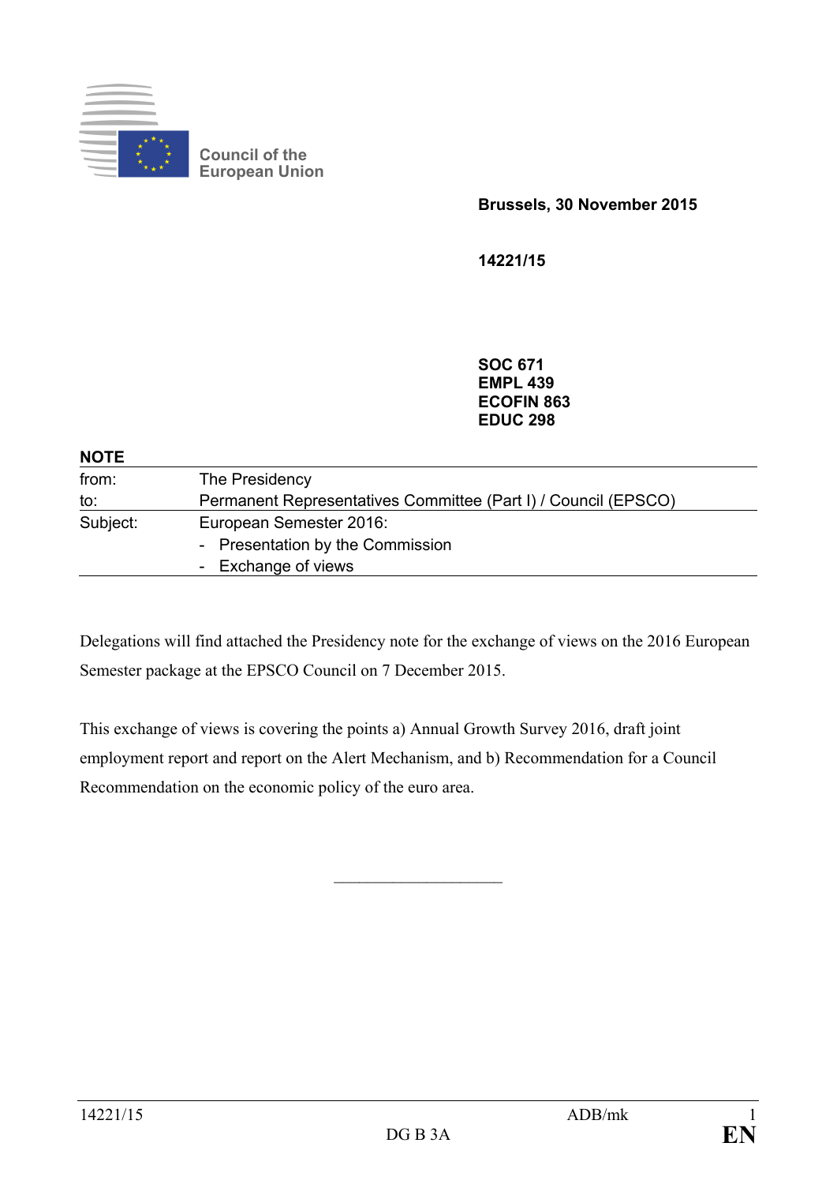Council of the European Union

**Brussels, 30 November 2015**

**14221/15**

**SOC 671**
**EMPL 439**
**ECOFIN 863**
**EDUC 298**

**NOTE**

| | |
|---|---|
| from: | The Presidency |
| to: | Permanent Representatives Committee (Part I) / Council (EPSCO) |
| Subject: | European Semester 2016:<br>- Presentation by the Commission<br>- Exchange of views |

Delegations will find attached the Presidency note for the exchange of views on the 2016 European Semester package at the EPSCO Council on 7 December 2015.

This exchange of views is covering the points a) Annual Growth Survey 2016, draft joint employment report and report on the Alert Mechanism, and b) Recommendation for a Council Recommendation on the economic policy of the euro area.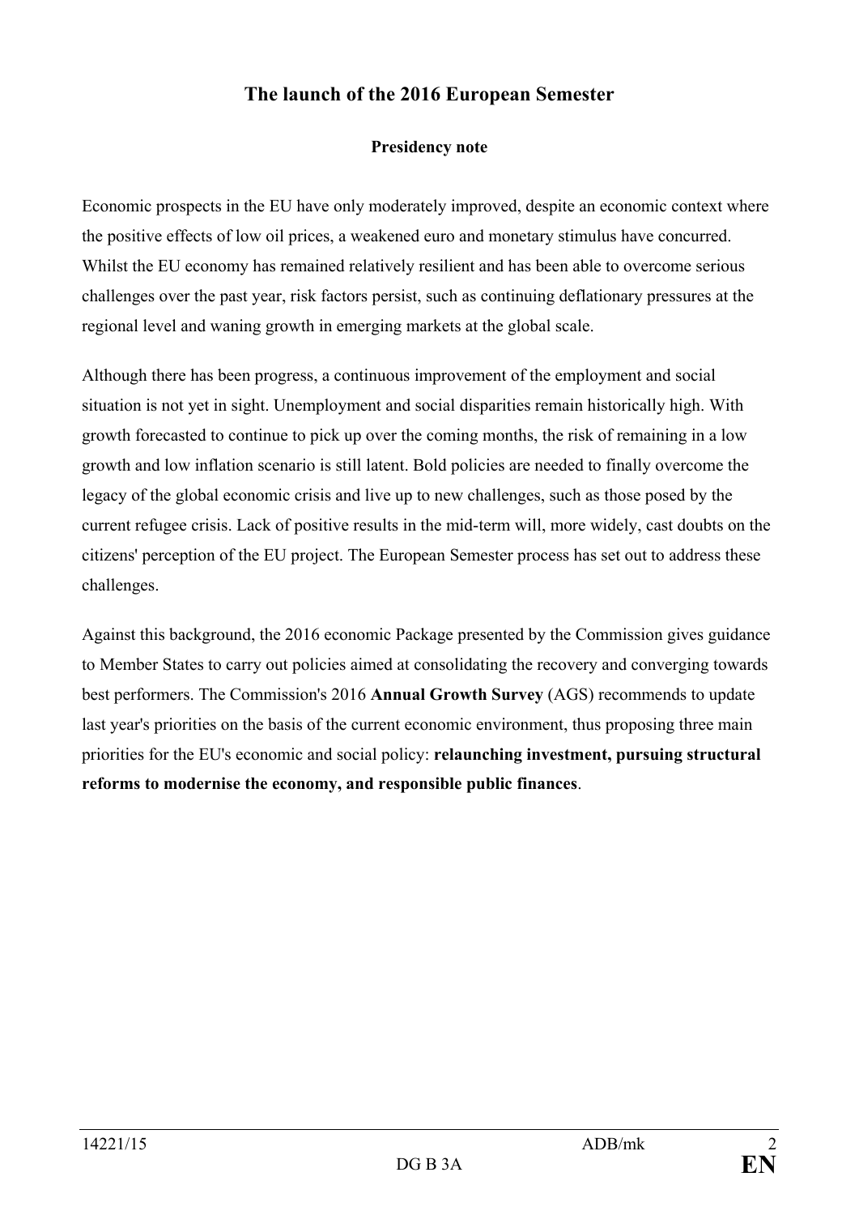# The launch of the 2016 European Semester

**Presidency note**

Economic prospects in the EU have only moderately improved, despite an economic context where the positive effects of low oil prices, a weakened euro and monetary stimulus have concurred. Whilst the EU economy has remained relatively resilient and has been able to overcome serious challenges over the past year, risk factors persist, such as continuing deflationary pressures at the regional level and waning growth in emerging markets at the global scale.

Although there has been progress, a continuous improvement of the employment and social situation is not yet in sight. Unemployment and social disparities remain historically high. With growth forecasted to continue to pick up over the coming months, the risk of remaining in a low growth and low inflation scenario is still latent. Bold policies are needed to finally overcome the legacy of the global economic crisis and live up to new challenges, such as those posed by the current refugee crisis. Lack of positive results in the mid-term will, more widely, cast doubts on the citizens' perception of the EU project. The European Semester process has set out to address these challenges.

Against this background, the 2016 economic Package presented by the Commission gives guidance to Member States to carry out policies aimed at consolidating the recovery and converging towards best performers. The Commission's 2016 **Annual Growth Survey** (AGS) recommends to update last year's priorities on the basis of the current economic environment, thus proposing three main priorities for the EU's economic and social policy: **relaunching investment, pursuing structural reforms to modernise the economy, and responsible public finances**.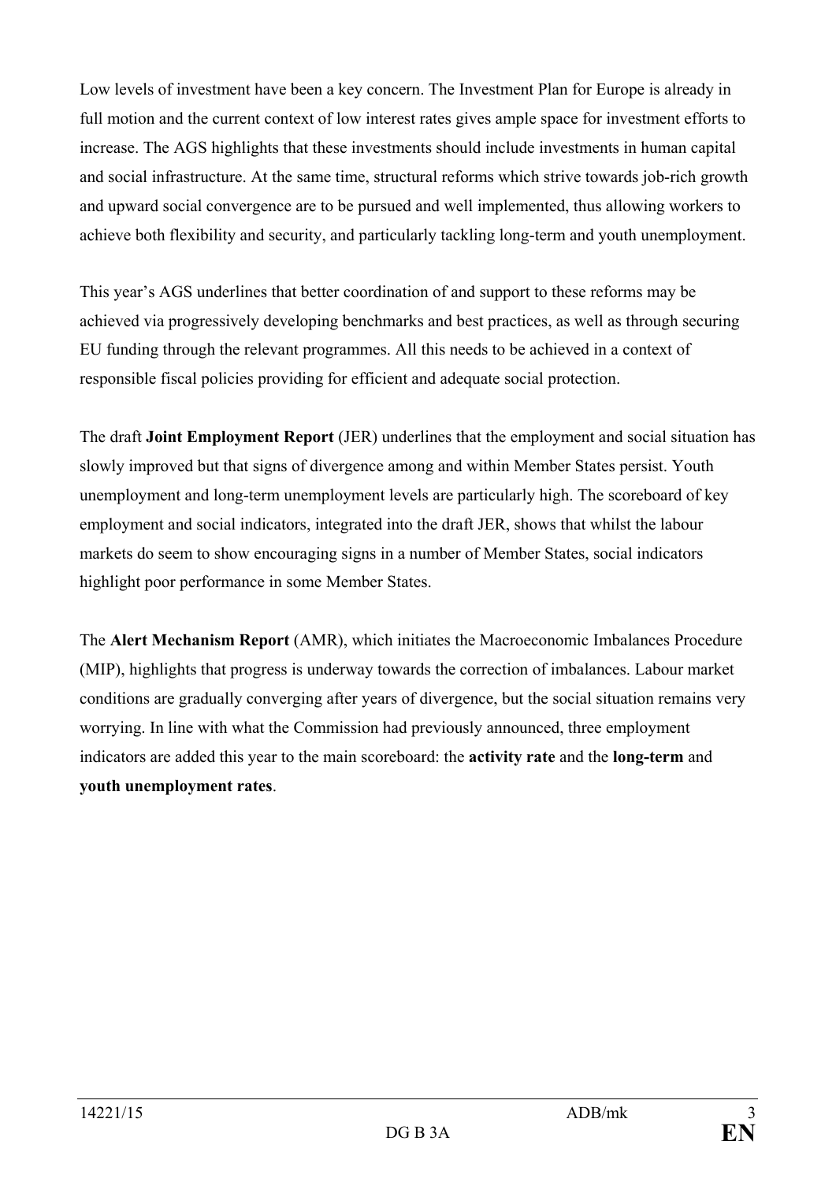Low levels of investment have been a key concern. The Investment Plan for Europe is already in full motion and the current context of low interest rates gives ample space for investment efforts to increase. The AGS highlights that these investments should include investments in human capital and social infrastructure. At the same time, structural reforms which strive towards job-rich growth and upward social convergence are to be pursued and well implemented, thus allowing workers to achieve both flexibility and security, and particularly tackling long-term and youth unemployment.

This year's AGS underlines that better coordination of and support to these reforms may be achieved via progressively developing benchmarks and best practices, as well as through securing EU funding through the relevant programmes. All this needs to be achieved in a context of responsible fiscal policies providing for efficient and adequate social protection.

The draft **Joint Employment Report** (JER) underlines that the employment and social situation has slowly improved but that signs of divergence among and within Member States persist. Youth unemployment and long-term unemployment levels are particularly high. The scoreboard of key employment and social indicators, integrated into the draft JER, shows that whilst the labour markets do seem to show encouraging signs in a number of Member States, social indicators highlight poor performance in some Member States.

The **Alert Mechanism Report** (AMR), which initiates the Macroeconomic Imbalances Procedure (MIP), highlights that progress is underway towards the correction of imbalances. Labour market conditions are gradually converging after years of divergence, but the social situation remains very worrying. In line with what the Commission had previously announced, three employment indicators are added this year to the main scoreboard: the **activity rate** and the **long-term** and **youth unemployment rates**.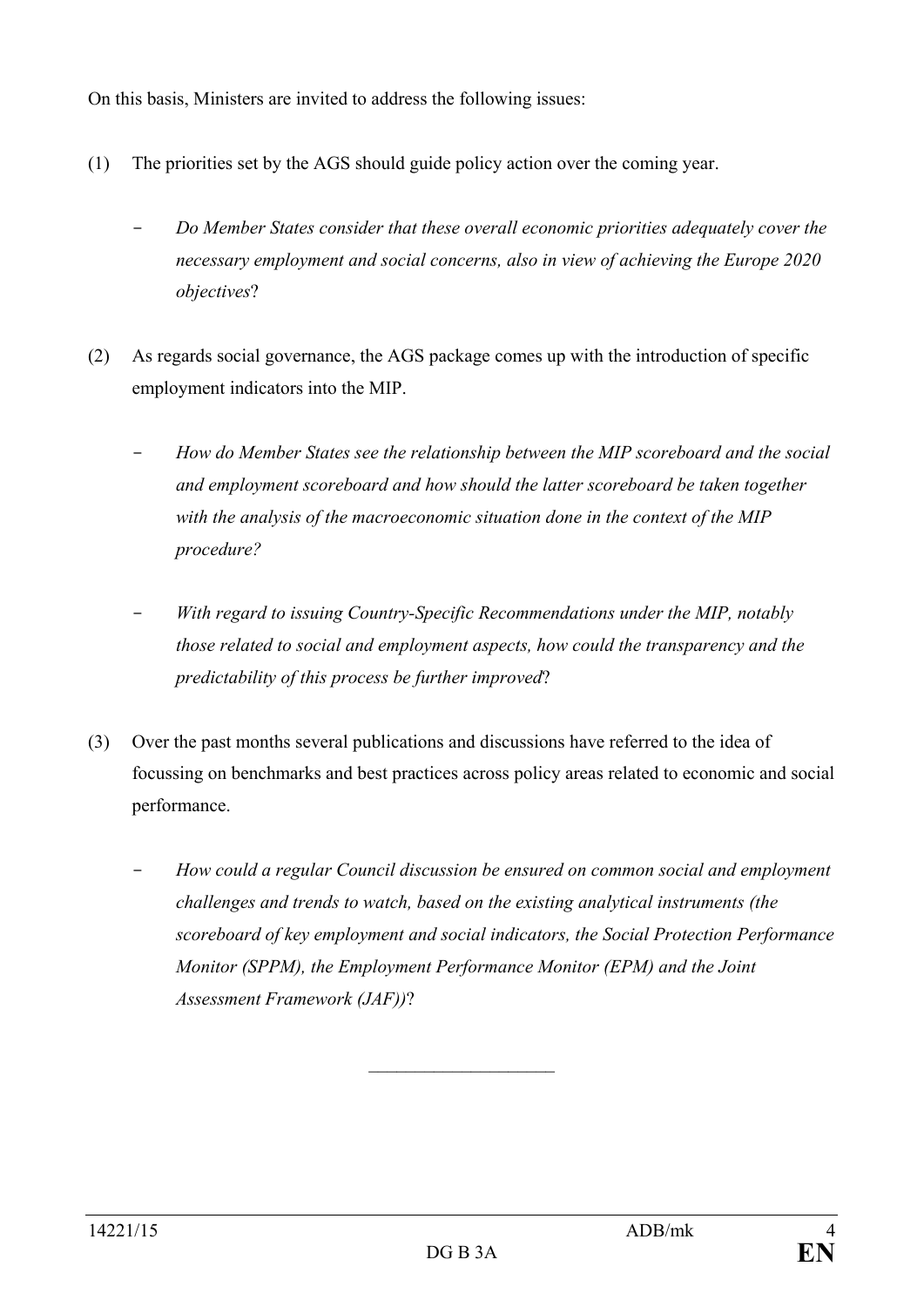On this basis, Ministers are invited to address the following issues:

(1) The priorities set by the AGS should guide policy action over the coming year.

- *Do Member States consider that these overall economic priorities adequately cover the necessary employment and social concerns, also in view of achieving the Europe 2020 objectives*?

(2) As regards social governance, the AGS package comes up with the introduction of specific employment indicators into the MIP.

- *How do Member States see the relationship between the MIP scoreboard and the social and employment scoreboard and how should the latter scoreboard be taken together with the analysis of the macroeconomic situation done in the context of the MIP procedure?*

- *With regard to issuing Country-Specific Recommendations under the MIP, notably those related to social and employment aspects, how could the transparency and the predictability of this process be further improved*?

(3) Over the past months several publications and discussions have referred to the idea of focussing on benchmarks and best practices across policy areas related to economic and social performance.

- *How could a regular Council discussion be ensured on common social and employment challenges and trends to watch, based on the existing analytical instruments (the scoreboard of key employment and social indicators, the Social Protection Performance Monitor (SPPM), the Employment Performance Monitor (EPM) and the Joint Assessment Framework (JAF))*?

---